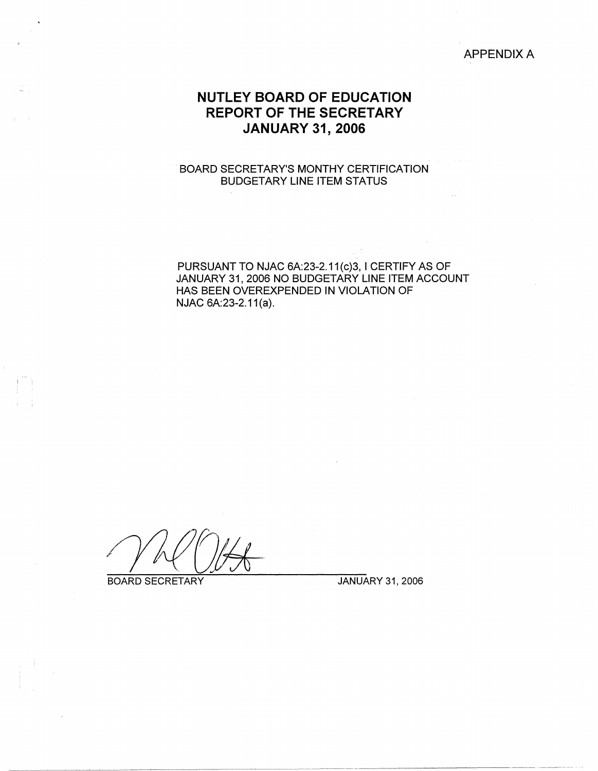APPENDIX A

# NUTLEY BOARD OF EDUCATION
# REPORT OF THE SECRETARY
# JANUARY 31, 2006

BOARD SECRETARY'S MONTHY CERTIFICATION
BUDGETARY LINE ITEM STATUS

PURSUANT TO NJAC 6A:23-2.11(c)3, I CERTIFY AS OF JANUARY 31, 2006 NO BUDGETARY LINE ITEM ACCOUNT HAS BEEN OVEREXPENDED IN VIOLATION OF NJAC 6A:23-2.11(a).

BOARD SECRETARY JANUARY 31, 2006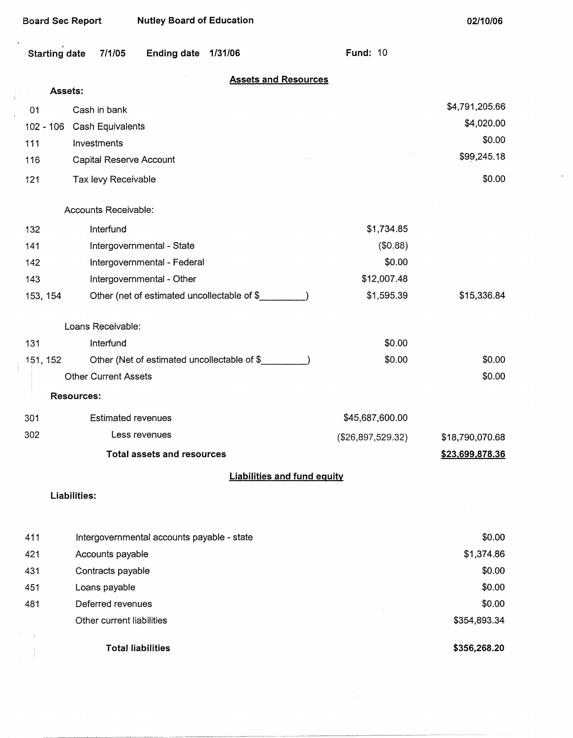Board Sec Report — Nutley Board of Education — 02/10/06

Starting date 7/1/05 — Ending date 1/31/06 — Fund: 10

## Assets and Resources

**Assets:**

| Code | Description | | |
|---|---|---|---|
| 01 | Cash in bank | | $4,791,205.66 |
| 102 - 106 | Cash Equivalents | | $4,020.00 |
| 111 | Investments | | $0.00 |
| 116 | Capital Reserve Account | | $99,245.18 |
| 121 | Tax levy Receivable | | $0.00 |
| | Accounts Receivable: | | |
| 132 | Interfund | $1,734.85 | |
| 141 | Intergovernmental - State | ($0.88) | |
| 142 | Intergovernmental - Federal | $0.00 | |
| 143 | Intergovernmental - Other | $12,007.48 | |
| 153, 154 | Other (net of estimated uncollectable of $_________) | $1,595.39 | $15,336.84 |
| | Loans Receivable: | | |
| 131 | Interfund | $0.00 | |
| 151, 152 | Other (Net of estimated uncollectable of $_________) | $0.00 | $0.00 |
| | Other Current Assets | | $0.00 |
| | **Resources:** | | |
| 301 | Estimated revenues | $45,687,600.00 | |
| 302 | Less revenues | ($26,897,529.32) | $18,790,070.68 |
| | **Total assets and resources** | | **$23,699,878.36** |

## Liabilities and fund equity

**Liabilities:**

| Code | Description | |
|---|---|---|
| 411 | Intergovernmental accounts payable - state | $0.00 |
| 421 | Accounts payable | $1,374.86 |
| 431 | Contracts payable | $0.00 |
| 451 | Loans payable | $0.00 |
| 481 | Deferred revenues | $0.00 |
| | Other current liabilities | $354,893.34 |
| | **Total liabilities** | **$356,268.20** |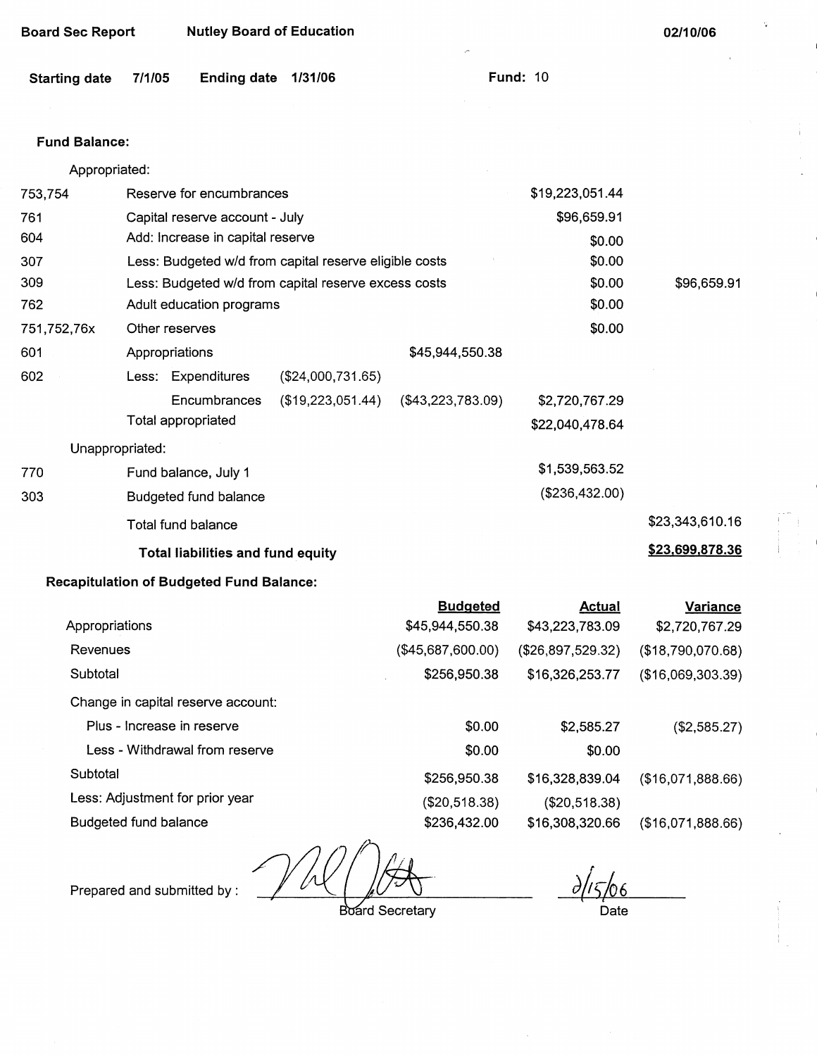**Board Sec Report** **Nutley Board of Education** **02/10/06**

**Starting date** 7/1/05 **Ending date** 1/31/06 **Fund:** 10

**Fund Balance:**

| | | | | | |
|---|---|---|---|---|---|
| | Appropriated: | | | | |
| 753,754 | Reserve for encumbrances | | | $19,223,051.44 | |
| 761 | Capital reserve account - July | | | $96,659.91 | |
| 604 | Add: Increase in capital reserve | | | $0.00 | |
| 307 | Less: Budgeted w/d from capital reserve eligible costs | | | $0.00 | |
| 309 | Less: Budgeted w/d from capital reserve excess costs | | | $0.00 | $96,659.91 |
| 762 | Adult education programs | | | $0.00 | |
| 751,752,76x | Other reserves | | | $0.00 | |
| 601 | Appropriations | | $45,944,550.38 | | |
| 602 | Less: Expenditures | ($24,000,731.65) | | | |
| | Encumbrances | ($19,223,051.44) | ($43,223,783.09) | $2,720,767.29 | |
| | Total appropriated | | | $22,040,478.64 | |
| | Unappropriated: | | | | |
| 770 | Fund balance, July 1 | | | $1,539,563.52 | |
| 303 | Budgeted fund balance | | | ($236,432.00) | |
| | Total fund balance | | | | $23,343,610.16 |
| | **Total liabilities and fund equity** | | | | **$23,699,878.36** |

**Recapitulation of Budgeted Fund Balance:**

| | Budgeted | Actual | Variance |
|---|---|---|---|
| Appropriations | $45,944,550.38 | $43,223,783.09 | $2,720,767.29 |
| Revenues | ($45,687,600.00) | ($26,897,529.32) | ($18,790,070.68) |
| Subtotal | $256,950.38 | $16,326,253.77 | ($16,069,303.39) |
| Change in capital reserve account: | | | |
| Plus - Increase in reserve | $0.00 | $2,585.27 | ($2,585.27) |
| Less - Withdrawal from reserve | $0.00 | $0.00 | |
| Subtotal | $256,950.38 | $16,328,839.04 | ($16,071,888.66) |
| Less: Adjustment for prior year | ($20,518.38) | ($20,518.38) | |
| Budgeted fund balance | $236,432.00 | $16,308,320.66 | ($16,071,888.66) |

Prepared and submitted by : ______________________ Board Secretary

2/15/06 Date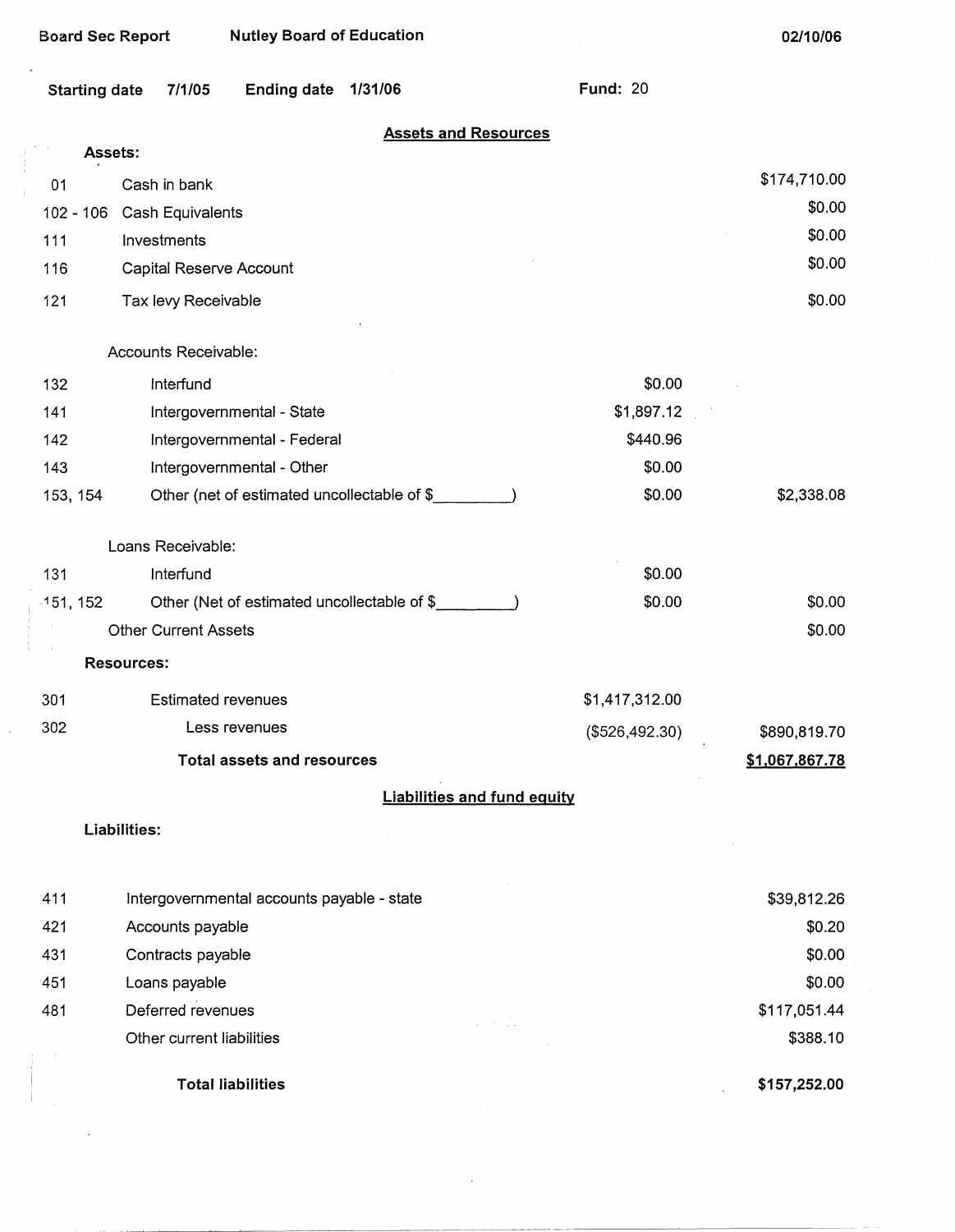Board Sec Report | Nutley Board of Education | 02/10/06

**Starting date** 7/1/05 **Ending date** 1/31/06 **Fund:** 20

## Assets and Resources

**Assets:**

| | | | |
|---|---|---|---|
| 01 | Cash in bank | | $174,710.00 |
| 102 - 106 | Cash Equivalents | | $0.00 |
| 111 | Investments | | $0.00 |
| 116 | Capital Reserve Account | | $0.00 |
| 121 | Tax levy Receivable | | $0.00 |
| | Accounts Receivable: | | |
| 132 | Interfund | $0.00 | |
| 141 | Intergovernmental - State | $1,897.12 | |
| 142 | Intergovernmental - Federal | $440.96 | |
| 143 | Intergovernmental - Other | $0.00 | |
| 153, 154 | Other (net of estimated uncollectable of $_________) | $0.00 | $2,338.08 |
| | Loans Receivable: | | |
| 131 | Interfund | $0.00 | |
| 151, 152 | Other (Net of estimated uncollectable of $_________) | $0.00 | $0.00 |
| | Other Current Assets | | $0.00 |

**Resources:**

| | | | |
|---|---|---|---|
| 301 | Estimated revenues | $1,417,312.00 | |
| 302 | Less revenues | ($526,492.30) | $890,819.70 |
| | **Total assets and resources** | | **$1,067,867.78** |

## Liabilities and fund equity

**Liabilities:**

| | | |
|---|---|---|
| 411 | Intergovernmental accounts payable - state | $39,812.26 |
| 421 | Accounts payable | $0.20 |
| 431 | Contracts payable | $0.00 |
| 451 | Loans payable | $0.00 |
| 481 | Deferred revenues | $117,051.44 |
| | Other current liabilities | $388.10 |
| | **Total liabilities** | **$157,252.00** |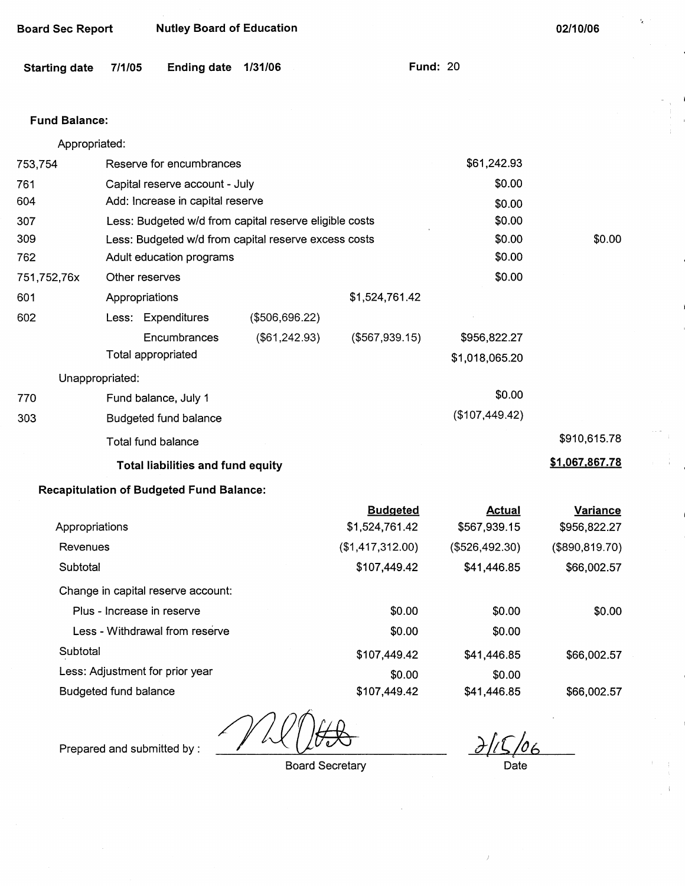Board Sec Report | Nutley Board of Education | 02/10/06

Starting date 7/1/05 | Ending date 1/31/06 | Fund: 20

**Fund Balance:**

| Code | Description | | | | |
|---|---|---|---|---|---|
| | Appropriated: | | | | |
| 753,754 | Reserve for encumbrances | | | $61,242.93 | |
| 761 | Capital reserve account - July | | | $0.00 | |
| 604 | Add: Increase in capital reserve | | | $0.00 | |
| 307 | Less: Budgeted w/d from capital reserve eligible costs | | | $0.00 | |
| 309 | Less: Budgeted w/d from capital reserve excess costs | | | $0.00 | $0.00 |
| 762 | Adult education programs | | | $0.00 | |
| 751,752,76x | Other reserves | | | $0.00 | |
| 601 | Appropriations | | $1,524,761.42 | | |
| 602 | Less: Expenditures | ($506,696.22) | | | |
| | Encumbrances | ($61,242.93) | ($567,939.15) | $956,822.27 | |
| | Total appropriated | | | $1,018,065.20 | |
| | Unappropriated: | | | | |
| 770 | Fund balance, July 1 | | | $0.00 | |
| 303 | Budgeted fund balance | | | ($107,449.42) | |
| | Total fund balance | | | | $910,615.78 |
| | **Total liabilities and fund equity** | | | | **$1,067,867.78** |

**Recapitulation of Budgeted Fund Balance:**

| | Budgeted | Actual | Variance |
|---|---|---|---|
| Appropriations | $1,524,761.42 | $567,939.15 | $956,822.27 |
| Revenues | ($1,417,312.00) | ($526,492.30) | ($890,819.70) |
| Subtotal | $107,449.42 | $41,446.85 | $66,002.57 |
| Change in capital reserve account: | | | |
| Plus - Increase in reserve | $0.00 | $0.00 | $0.00 |
| Less - Withdrawal from reserve | $0.00 | $0.00 | |
| Subtotal | $107,449.42 | $41,446.85 | $66,002.57 |
| Less: Adjustment for prior year | $0.00 | $0.00 | |
| Budgeted fund balance | $107,449.42 | $41,446.85 | $66,002.57 |

Prepared and submitted by : ____________________ Board Secretary

2/15/06 Date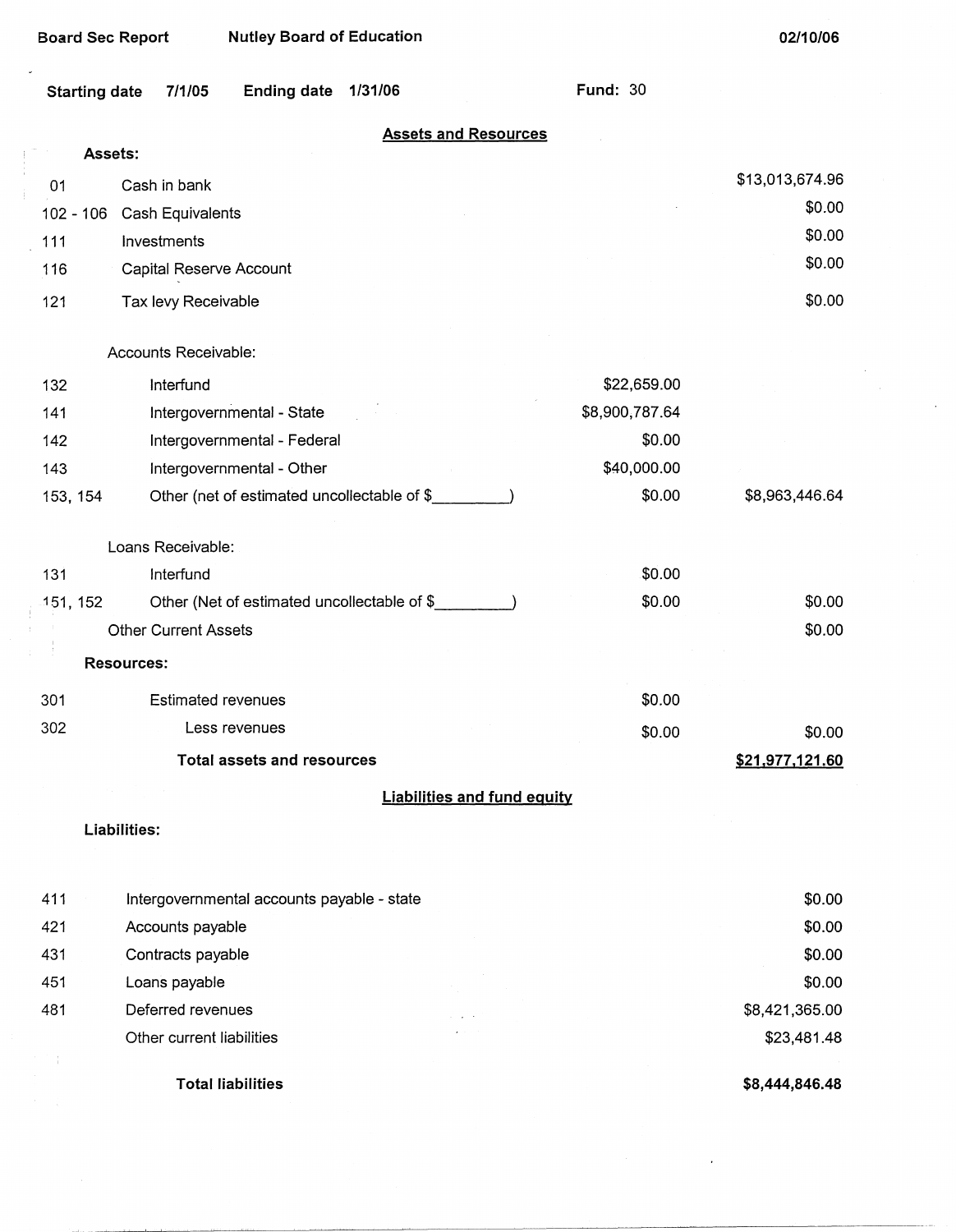Board Sec Report | Nutley Board of Education | 02/10/06

**Starting date** 7/1/05 **Ending date** 1/31/06 **Fund:** 30

## Assets and Resources

**Assets:**

| Code | Description | | Amount |
|---|---|---|---|
| 01 | Cash in bank | | $13,013,674.96 |
| 102 - 106 | Cash Equivalents | | $0.00 |
| 111 | Investments | | $0.00 |
| 116 | Capital Reserve Account | | $0.00 |
| 121 | Tax levy Receivable | | $0.00 |
| | **Accounts Receivable:** | | |
| 132 | Interfund | $22,659.00 | |
| 141 | Intergovernmental - State | $8,900,787.64 | |
| 142 | Intergovernmental - Federal | $0.00 | |
| 143 | Intergovernmental - Other | $40,000.00 | |
| 153, 154 | Other (net of estimated uncollectable of $_________) | $0.00 | $8,963,446.64 |
| | **Loans Receivable:** | | |
| 131 | Interfund | $0.00 | |
| 151, 152 | Other (Net of estimated uncollectable of $_________) | $0.00 | $0.00 |
| | Other Current Assets | | $0.00 |

**Resources:**

| Code | Description | | Amount |
|---|---|---|---|
| 301 | Estimated revenues | $0.00 | |
| 302 | Less revenues | $0.00 | $0.00 |
| | **Total assets and resources** | | **$21,977,121.60** |

## Liabilities and fund equity

**Liabilities:**

| Code | Description | Amount |
|---|---|---|
| 411 | Intergovernmental accounts payable - state | $0.00 |
| 421 | Accounts payable | $0.00 |
| 431 | Contracts payable | $0.00 |
| 451 | Loans payable | $0.00 |
| 481 | Deferred revenues | $8,421,365.00 |
| | Other current liabilities | $23,481.48 |
| | **Total liabilities** | **$8,444,846.48** |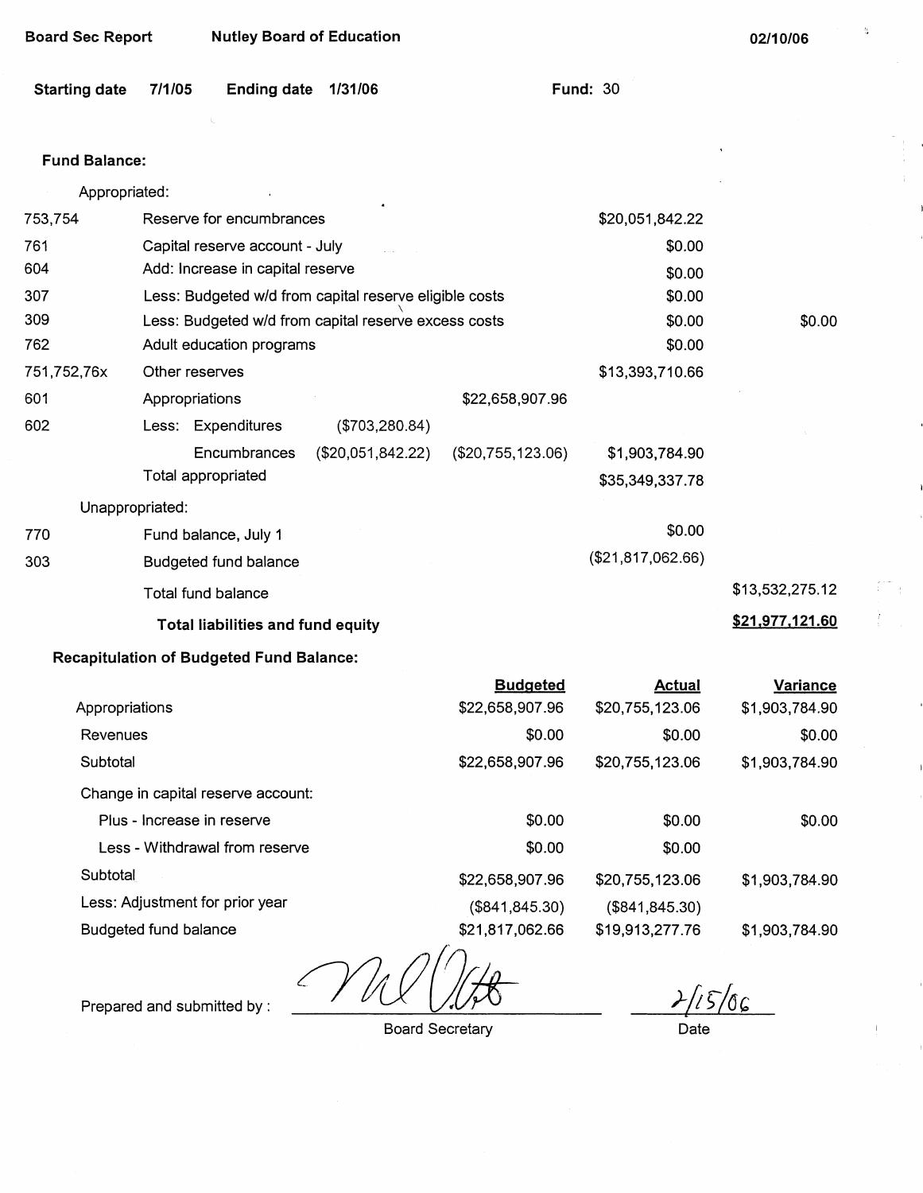Board Sec Report | Nutley Board of Education | 02/10/06

Starting date 7/1/05 | Ending date 1/31/06 | Fund: 30

**Fund Balance:**

| Code | Description | | | | |
|---|---|---|---|---|---|
| | Appropriated: | | | | |
| 753,754 | Reserve for encumbrances | | | $20,051,842.22 | |
| 761 | Capital reserve account - July | | | $0.00 | |
| 604 | Add: Increase in capital reserve | | | $0.00 | |
| 307 | Less: Budgeted w/d from capital reserve eligible costs | | | $0.00 | |
| 309 | Less: Budgeted w/d from capital reserve excess costs | | | $0.00 | $0.00 |
| 762 | Adult education programs | | | $0.00 | |
| 751,752,76x | Other reserves | | | $13,393,710.66 | |
| 601 | Appropriations | | $22,658,907.96 | | |
| 602 | Less: Expenditures | ($703,280.84) | | | |
| | Encumbrances | ($20,051,842.22) | ($20,755,123.06) | $1,903,784.90 | |
| | Total appropriated | | | $35,349,337.78 | |
| | Unappropriated: | | | | |
| 770 | Fund balance, July 1 | | | $0.00 | |
| 303 | Budgeted fund balance | | | ($21,817,062.66) | |
| | Total fund balance | | | | $13,532,275.12 |
| | **Total liabilities and fund equity** | | | | **$21,977,121.60** |

**Recapitulation of Budgeted Fund Balance:**

| | Budgeted | Actual | Variance |
|---|---|---|---|
| Appropriations | $22,658,907.96 | $20,755,123.06 | $1,903,784.90 |
| Revenues | $0.00 | $0.00 | $0.00 |
| Subtotal | $22,658,907.96 | $20,755,123.06 | $1,903,784.90 |
| Change in capital reserve account: | | | |
| Plus - Increase in reserve | $0.00 | $0.00 | $0.00 |
| Less - Withdrawal from reserve | $0.00 | $0.00 | |
| Subtotal | $22,658,907.96 | $20,755,123.06 | $1,903,784.90 |
| Less: Adjustment for prior year | ($841,845.30) | ($841,845.30) | |
| Budgeted fund balance | $21,817,062.66 | $19,913,277.76 | $1,903,784.90 |

Prepared and submitted by : ____________ Board Secretary    2/15/06 Date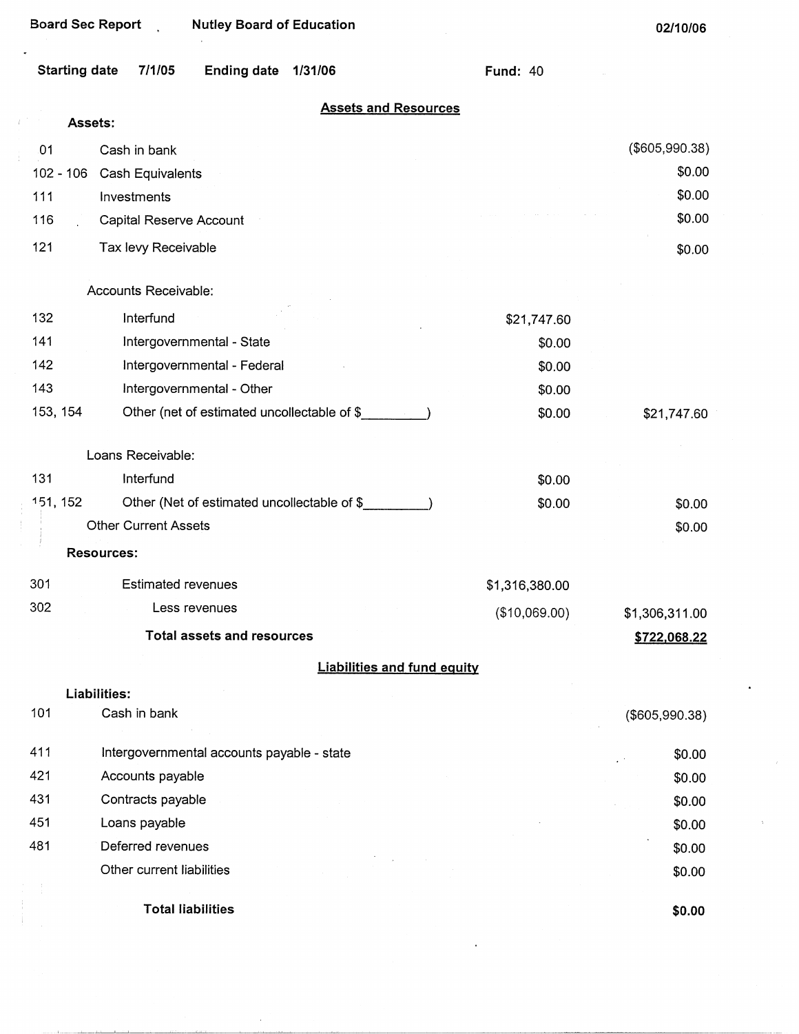Board Sec Report    Nutley Board of Education    02/10/06

**Starting date** 7/1/05  **Ending date** 1/31/06  **Fund:** 40

## Assets and Resources

**Assets:**

| Code | Description | | Amount |
|---|---|---|---|
| 01 | Cash in bank | | ($605,990.38) |
| 102 - 106 | Cash Equivalents | | $0.00 |
| 111 | Investments | | $0.00 |
| 116 | Capital Reserve Account | | $0.00 |
| 121 | Tax levy Receivable | | $0.00 |
| | Accounts Receivable: | | |
| 132 | Interfund | $21,747.60 | |
| 141 | Intergovernmental - State | $0.00 | |
| 142 | Intergovernmental - Federal | $0.00 | |
| 143 | Intergovernmental - Other | $0.00 | |
| 153, 154 | Other (net of estimated uncollectable of $_________) | $0.00 | $21,747.60 |
| | Loans Receivable: | | |
| 131 | Interfund | $0.00 | |
| 151, 152 | Other (Net of estimated uncollectable of $_________) | $0.00 | $0.00 |
| | Other Current Assets | | $0.00 |
| | **Resources:** | | |
| 301 | Estimated revenues | $1,316,380.00 | |
| 302 | Less revenues | ($10,069.00) | $1,306,311.00 |
| | **Total assets and resources** | | **$722,068.22** |

## Liabilities and fund equity

**Liabilities:**

| Code | Description | Amount |
|---|---|---|
| 101 | Cash in bank | ($605,990.38) |
| 411 | Intergovernmental accounts payable - state | $0.00 |
| 421 | Accounts payable | $0.00 |
| 431 | Contracts payable | $0.00 |
| 451 | Loans payable | $0.00 |
| 481 | Deferred revenues | $0.00 |
| | Other current liabilities | $0.00 |
| | **Total liabilities** | **$0.00** |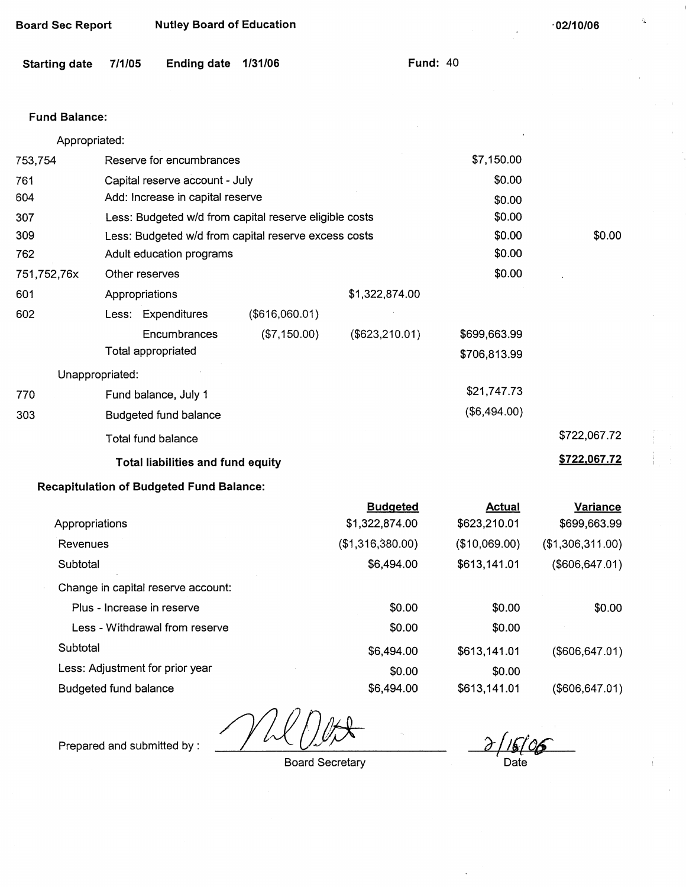Board Sec Report | Nutley Board of Education | 02/10/06

Starting date 7/1/05 | Ending date 1/31/06 | Fund: 40

**Fund Balance:**

| | | | | | |
|---|---|---|---|---|---|
| | Appropriated: | | | | |
| 753,754 | Reserve for encumbrances | | | $7,150.00 | |
| 761 | Capital reserve account - July | | | $0.00 | |
| 604 | Add: Increase in capital reserve | | | $0.00 | |
| 307 | Less: Budgeted w/d from capital reserve eligible costs | | | $0.00 | |
| 309 | Less: Budgeted w/d from capital reserve excess costs | | | $0.00 | $0.00 |
| 762 | Adult education programs | | | $0.00 | |
| 751,752,76x | Other reserves | | | $0.00 | |
| 601 | Appropriations | | $1,322,874.00 | | |
| 602 | Less: Expenditures | ($616,060.01) | | | |
| | Encumbrances | ($7,150.00) | ($623,210.01) | $699,663.99 | |
| | Total appropriated | | | $706,813.99 | |
| | Unappropriated: | | | | |
| 770 | Fund balance, July 1 | | | $21,747.73 | |
| 303 | Budgeted fund balance | | | ($6,494.00) | |
| | Total fund balance | | | | $722,067.72 |
| | **Total liabilities and fund equity** | | | | **$722,067.72** |

**Recapitulation of Budgeted Fund Balance:**

| | Budgeted | Actual | Variance |
|---|---|---|---|
| Appropriations | $1,322,874.00 | $623,210.01 | $699,663.99 |
| Revenues | ($1,316,380.00) | ($10,069.00) | ($1,306,311.00) |
| Subtotal | $6,494.00 | $613,141.01 | ($606,647.01) |
| Change in capital reserve account: | | | |
| Plus - Increase in reserve | $0.00 | $0.00 | $0.00 |
| Less - Withdrawal from reserve | $0.00 | $0.00 | |
| Subtotal | $6,494.00 | $613,141.01 | ($606,647.01) |
| Less: Adjustment for prior year | $0.00 | $0.00 | |
| Budgeted fund balance | $6,494.00 | $613,141.01 | ($606,647.01) |

Prepared and submitted by : _____________________ Board Secretary    2/16/06 Date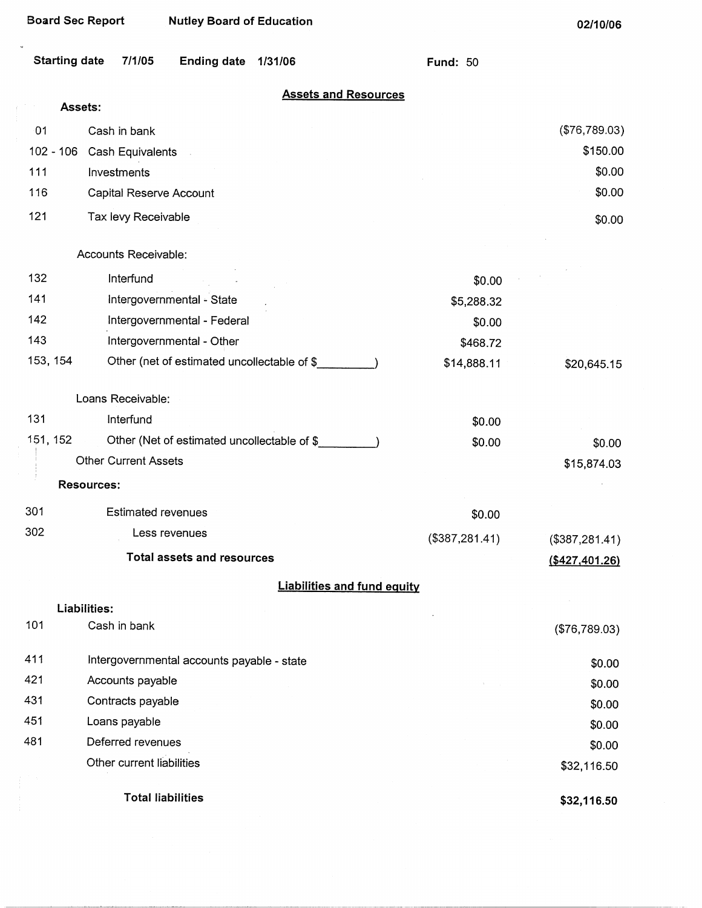Board Sec Report    Nutley Board of Education    02/10/06

Starting date 7/1/05    Ending date 1/31/06    Fund: 50

## Assets and Resources

**Assets:**

| Code | Description | | Amount |
|---|---|---|---|
| 01 | Cash in bank | | ($76,789.03) |
| 102 - 106 | Cash Equivalents | | $150.00 |
| 111 | Investments | | $0.00 |
| 116 | Capital Reserve Account | | $0.00 |
| 121 | Tax levy Receivable | | $0.00 |
| | Accounts Receivable: | | |
| 132 | Interfund | $0.00 | |
| 141 | Intergovernmental - State | $5,288.32 | |
| 142 | Intergovernmental - Federal | $0.00 | |
| 143 | Intergovernmental - Other | $468.72 | |
| 153, 154 | Other (net of estimated uncollectable of $_________) | $14,888.11 | $20,645.15 |
| | Loans Receivable: | | |
| 131 | Interfund | $0.00 | |
| 151, 152 | Other (Net of estimated uncollectable of $_________) | $0.00 | $0.00 |
| | Other Current Assets | | $15,874.03 |
| | **Resources:** | | |
| 301 | Estimated revenues | $0.00 | |
| 302 | Less revenues | ($387,281.41) | ($387,281.41) |
| | **Total assets and resources** | | **($427,401.26)** |

## Liabilities and fund equity

**Liabilities:**

| Code | Description | Amount |
|---|---|---|
| 101 | Cash in bank | ($76,789.03) |
| 411 | Intergovernmental accounts payable - state | $0.00 |
| 421 | Accounts payable | $0.00 |
| 431 | Contracts payable | $0.00 |
| 451 | Loans payable | $0.00 |
| 481 | Deferred revenues | $0.00 |
| | Other current liabilities | $32,116.50 |
| | **Total liabilities** | **$32,116.50** |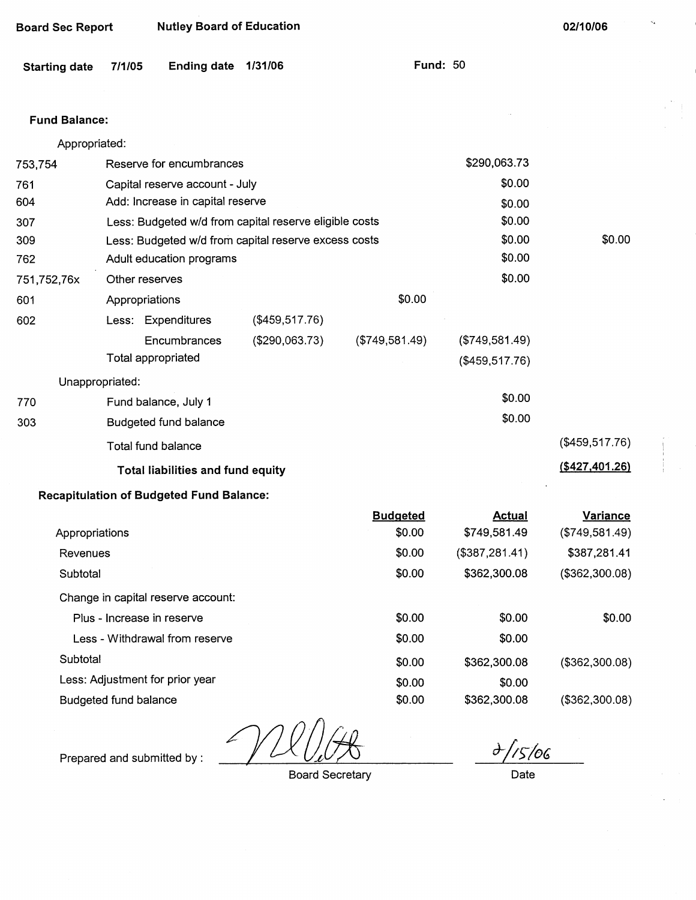Board Sec Report    Nutley Board of Education    02/10/06

Starting date 7/1/05    Ending date 1/31/06    Fund: 50

**Fund Balance:**

| | | | | | |
|---|---|---|---|---|---|
| Appropriated: | | | | | |
| 753,754 | Reserve for encumbrances | | | $290,063.73 | |
| 761 | Capital reserve account - July | | | $0.00 | |
| 604 | Add: Increase in capital reserve | | | $0.00 | |
| 307 | Less: Budgeted w/d from capital reserve eligible costs | | | $0.00 | |
| 309 | Less: Budgeted w/d from capital reserve excess costs | | | $0.00 | $0.00 |
| 762 | Adult education programs | | | $0.00 | |
| 751,752,76x | Other reserves | | | $0.00 | |
| 601 | Appropriations | | $0.00 | | |
| 602 | Less: Expenditures | ($459,517.76) | | | |
| | Encumbrances | ($290,063.73) | ($749,581.49) | ($749,581.49) | |
| | Total appropriated | | | ($459,517.76) | |
| Unappropriated: | | | | | |
| 770 | Fund balance, July 1 | | | $0.00 | |
| 303 | Budgeted fund balance | | | $0.00 | |
| | Total fund balance | | | | ($459,517.76) |
| | **Total liabilities and fund equity** | | | | **($427,401.26)** |

**Recapitulation of Budgeted Fund Balance:**

| | Budgeted | Actual | Variance |
|---|---|---|---|
| Appropriations | $0.00 | $749,581.49 | ($749,581.49) |
| Revenues | $0.00 | ($387,281.41) | $387,281.41 |
| Subtotal | $0.00 | $362,300.08 | ($362,300.08) |
| Change in capital reserve account: | | | |
| Plus - Increase in reserve | $0.00 | $0.00 | $0.00 |
| Less - Withdrawal from reserve | $0.00 | $0.00 | |
| Subtotal | $0.00 | $362,300.08 | ($362,300.08) |
| Less: Adjustment for prior year | $0.00 | $0.00 | |
| Budgeted fund balance | $0.00 | $362,300.08 | ($362,300.08) |

Prepared and submitted by : [signature]    2/15/06

Board Secretary    Date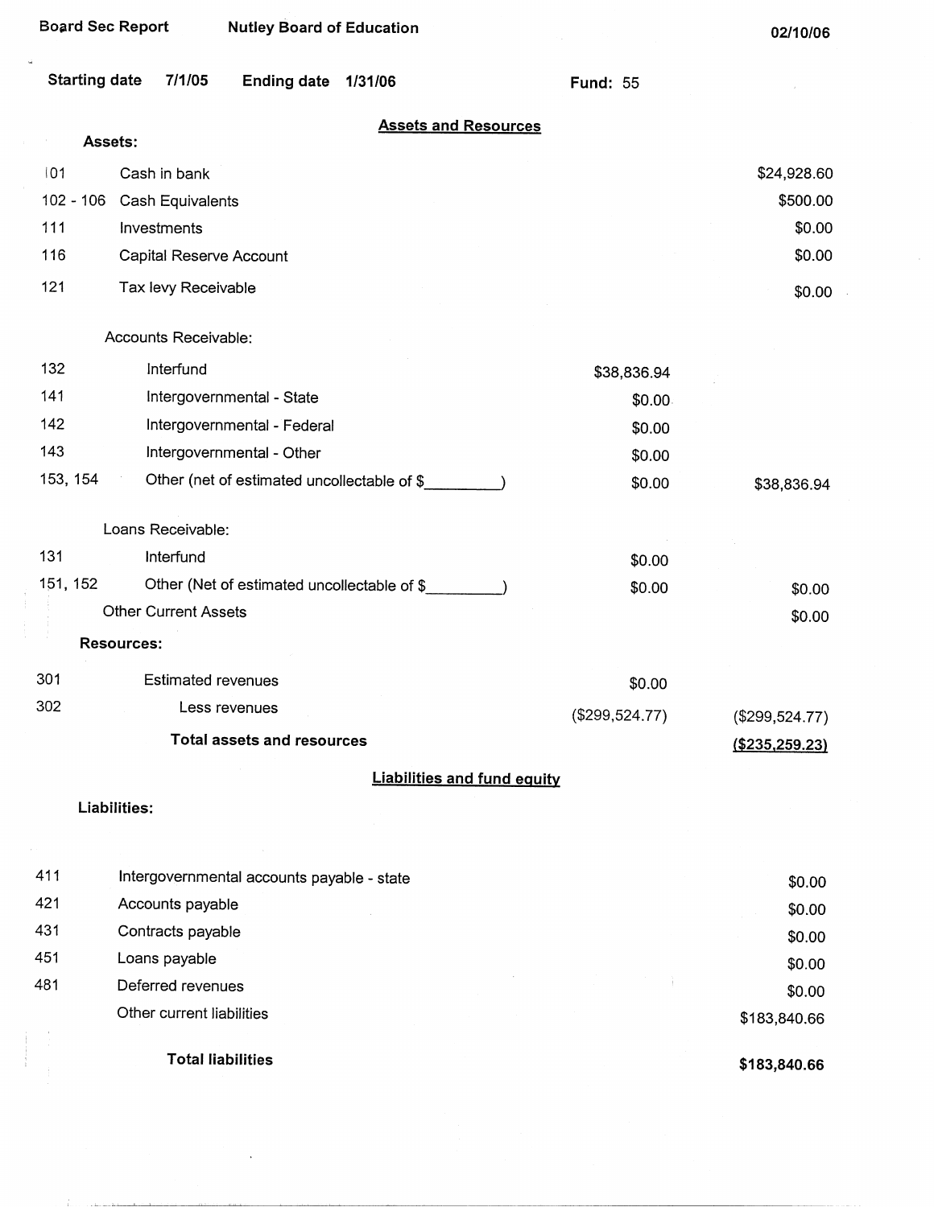Board Sec Report Nutley Board of Education 02/10/06

Starting date 7/1/05 Ending date 1/31/06 Fund: 55

## Assets and Resources

**Assets:**

| | | | |
|---|---|---|---|
| 101 | Cash in bank | | $24,928.60 |
| 102 - 106 | Cash Equivalents | | $500.00 |
| 111 | Investments | | $0.00 |
| 116 | Capital Reserve Account | | $0.00 |
| 121 | Tax levy Receivable | | $0.00 |
| | Accounts Receivable: | | |
| 132 | Interfund | $38,836.94 | |
| 141 | Intergovernmental - State | $0.00 | |
| 142 | Intergovernmental - Federal | $0.00 | |
| 143 | Intergovernmental - Other | $0.00 | |
| 153, 154 | Other (net of estimated uncollectable of $_________) | $0.00 | $38,836.94 |
| | Loans Receivable: | | |
| 131 | Interfund | $0.00 | |
| 151, 152 | Other (Net of estimated uncollectable of $_________) | $0.00 | $0.00 |
| | Other Current Assets | | $0.00 |
| | **Resources:** | | |
| 301 | Estimated revenues | $0.00 | |
| 302 | Less revenues | ($299,524.77) | ($299,524.77) |
| | **Total assets and resources** | | **($235,259.23)** |

## Liabilities and fund equity

**Liabilities:**

| | | |
|---|---|---|
| 411 | Intergovernmental accounts payable - state | $0.00 |
| 421 | Accounts payable | $0.00 |
| 431 | Contracts payable | $0.00 |
| 451 | Loans payable | $0.00 |
| 481 | Deferred revenues | $0.00 |
| | Other current liabilities | $183,840.66 |
| | **Total liabilities** | **$183,840.66** |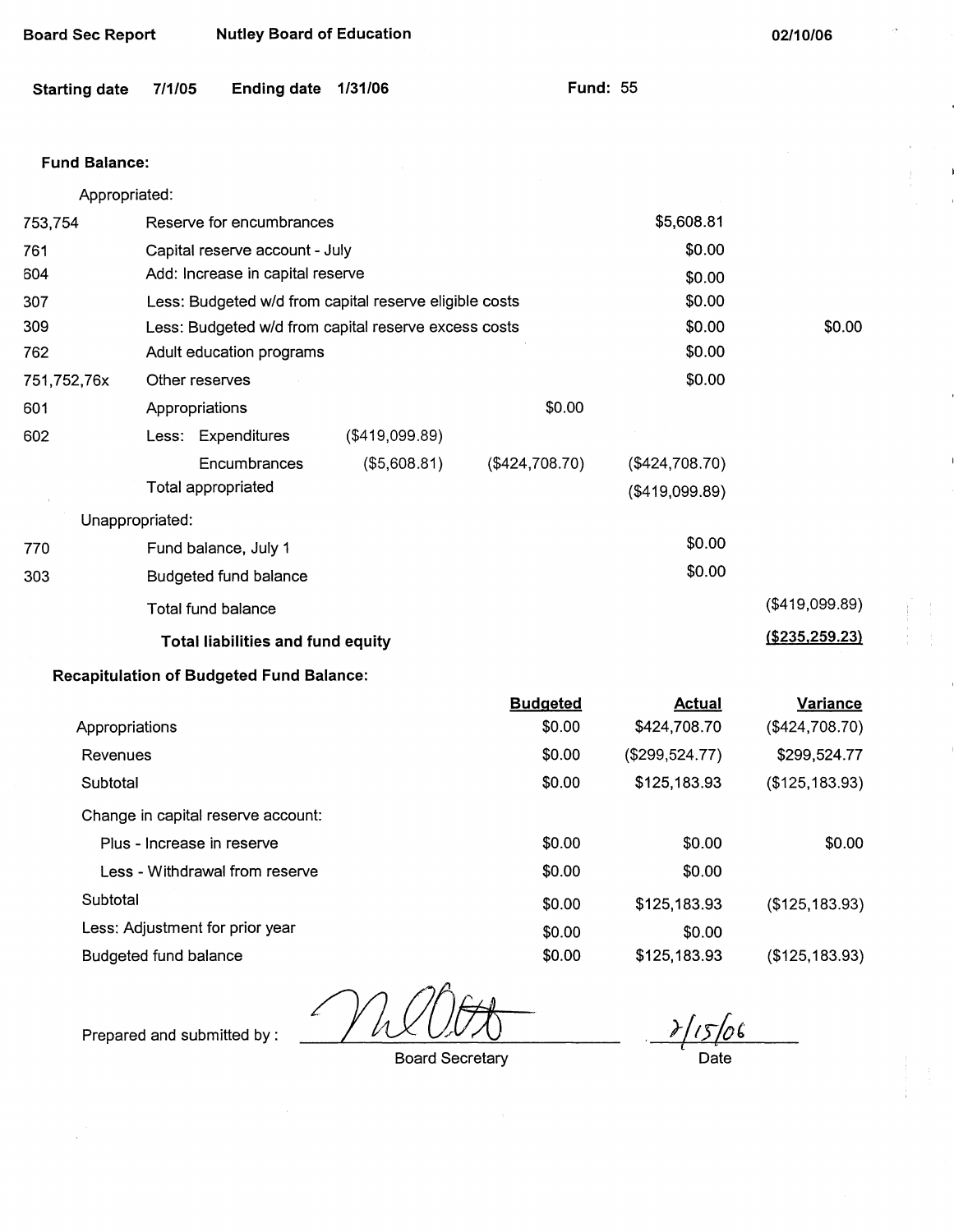Board Sec Report Nutley Board of Education 02/10/06

Starting date 7/1/05 Ending date 1/31/06 Fund: 55

**Fund Balance:**

| | | | | | |
|---|---|---|---|---|---|
| | Appropriated: | | | | |
| 753,754 | Reserve for encumbrances | | | $5,608.81 | |
| 761 | Capital reserve account - July | | | $0.00 | |
| 604 | Add: Increase in capital reserve | | | $0.00 | |
| 307 | Less: Budgeted w/d from capital reserve eligible costs | | | $0.00 | |
| 309 | Less: Budgeted w/d from capital reserve excess costs | | | $0.00 | $0.00 |
| 762 | Adult education programs | | | $0.00 | |
| 751,752,76x | Other reserves | | | $0.00 | |
| 601 | Appropriations | | $0.00 | | |
| 602 | Less: Expenditures | ($419,099.89) | | | |
| | Encumbrances | ($5,608.81) | ($424,708.70) | ($424,708.70) | |
| | Total appropriated | | | ($419,099.89) | |
| | Unappropriated: | | | | |
| 770 | Fund balance, July 1 | | | $0.00 | |
| 303 | Budgeted fund balance | | | $0.00 | |
| | Total fund balance | | | | ($419,099.89) |
| | **Total liabilities and fund equity** | | | | **($235,259.23)** |

**Recapitulation of Budgeted Fund Balance:**

| | Budgeted | Actual | Variance |
|---|---|---|---|
| Appropriations | $0.00 | $424,708.70 | ($424,708.70) |
| Revenues | $0.00 | ($299,524.77) | $299,524.77 |
| Subtotal | $0.00 | $125,183.93 | ($125,183.93) |
| Change in capital reserve account: | | | |
| Plus - Increase in reserve | $0.00 | $0.00 | $0.00 |
| Less - Withdrawal from reserve | $0.00 | $0.00 | |
| Subtotal | $0.00 | $125,183.93 | ($125,183.93) |
| Less: Adjustment for prior year | $0.00 | $0.00 | |
| Budgeted fund balance | $0.00 | $125,183.93 | ($125,183.93) |

Prepared and submitted by : ______________________ Board Secretary

2/15/06 Date